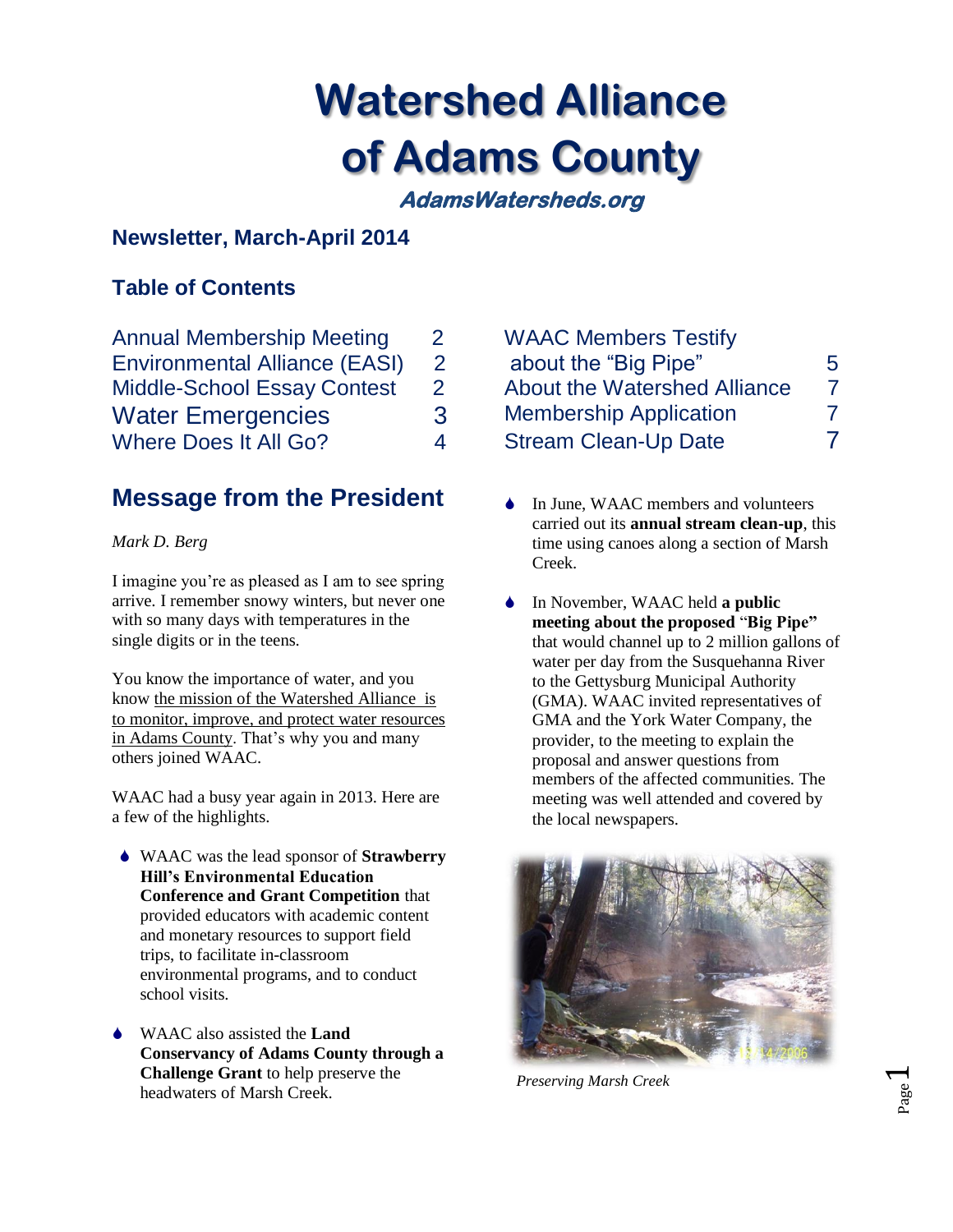# Watershed Alliance of Adams County

**AdamsWatersheds.org**

## Newsletter, March-April 2014

### Table of Contents

| | |
|---|---|
| Annual Membership Meeting | 2 |
| Environmental Alliance (EASI) | 2 |
| Middle-School Essay Contest | 2 |
| Water Emergencies | 3 |
| Where Does It All Go? | 4 |
| WAAC Members Testify about the "Big Pipe" | 5 |
| About the Watershed Alliance | 7 |
| Membership Application | 7 |
| Stream Clean-Up Date | 7 |

## Message from the President

*Mark D. Berg*

I imagine you're as pleased as I am to see spring arrive. I remember snowy winters, but never one with so many days with temperatures in the single digits or in the teens.

You know the importance of water, and you know the mission of the Watershed Alliance is to monitor, improve, and protect water resources in Adams County. That's why you and many others joined WAAC.

WAAC had a busy year again in 2013. Here are a few of the highlights.

- WAAC was the lead sponsor of **Strawberry Hill's Environmental Education Conference and Grant Competition** that provided educators with academic content and monetary resources to support field trips, to facilitate in-classroom environmental programs, and to conduct school visits.
- WAAC also assisted the **Land Conservancy of Adams County through a Challenge Grant** to help preserve the headwaters of Marsh Creek.
- In June, WAAC members and volunteers carried out its **annual stream clean-up**, this time using canoes along a section of Marsh Creek.
- In November, WAAC held **a public meeting about the proposed "Big Pipe"** that would channel up to 2 million gallons of water per day from the Susquehanna River to the Gettysburg Municipal Authority (GMA). WAAC invited representatives of GMA and the York Water Company, the provider, to the meeting to explain the proposal and answer questions from members of the affected communities. The meeting was well attended and covered by the local newspapers.

*Preserving Marsh Creek*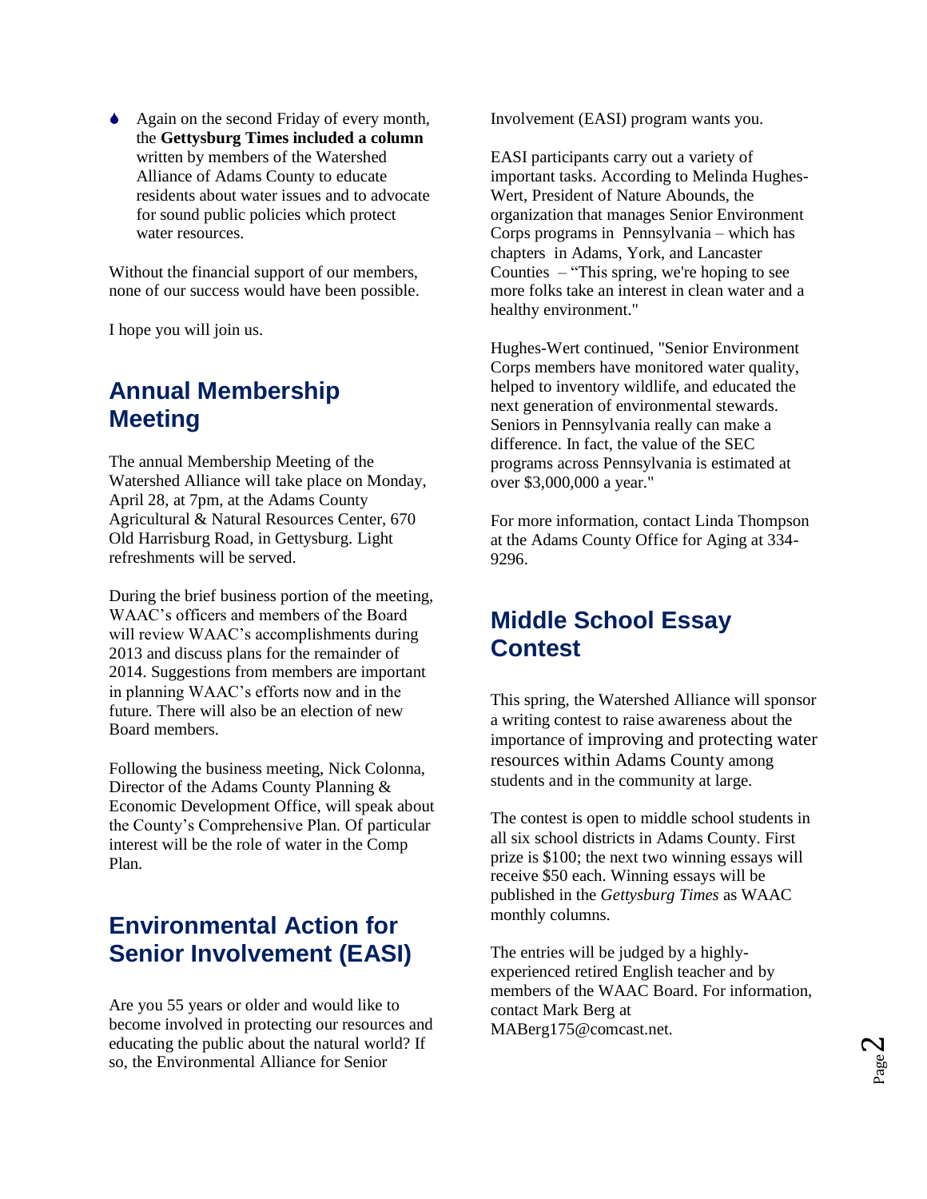- Again on the second Friday of every month, the **Gettysburg Times included a column** written by members of the Watershed Alliance of Adams County to educate residents about water issues and to advocate for sound public policies which protect water resources.

Without the financial support of our members, none of our success would have been possible.

I hope you will join us.

## Annual Membership Meeting

The annual Membership Meeting of the Watershed Alliance will take place on Monday, April 28, at 7pm, at the Adams County Agricultural & Natural Resources Center, 670 Old Harrisburg Road, in Gettysburg. Light refreshments will be served.

During the brief business portion of the meeting, WAAC's officers and members of the Board will review WAAC's accomplishments during 2013 and discuss plans for the remainder of 2014. Suggestions from members are important in planning WAAC's efforts now and in the future. There will also be an election of new Board members.

Following the business meeting, Nick Colonna, Director of the Adams County Planning & Economic Development Office, will speak about the County's Comprehensive Plan. Of particular interest will be the role of water in the Comp Plan.

## Environmental Action for Senior Involvement (EASI)

Are you 55 years or older and would like to become involved in protecting our resources and educating the public about the natural world? If so, the Environmental Alliance for Senior Involvement (EASI) program wants you.

EASI participants carry out a variety of important tasks. According to Melinda Hughes-Wert, President of Nature Abounds, the organization that manages Senior Environment Corps programs in Pennsylvania – which has chapters in Adams, York, and Lancaster Counties – "This spring, we're hoping to see more folks take an interest in clean water and a healthy environment."

Hughes-Wert continued, "Senior Environment Corps members have monitored water quality, helped to inventory wildlife, and educated the next generation of environmental stewards. Seniors in Pennsylvania really can make a difference. In fact, the value of the SEC programs across Pennsylvania is estimated at over $3,000,000 a year."

For more information, contact Linda Thompson at the Adams County Office for Aging at 334-9296.

## Middle School Essay Contest

This spring, the Watershed Alliance will sponsor a writing contest to raise awareness about the importance of improving and protecting water resources within Adams County among students and in the community at large.

The contest is open to middle school students in all six school districts in Adams County. First prize is $100; the next two winning essays will receive $50 each. Winning essays will be published in the *Gettysburg Times* as WAAC monthly columns.

The entries will be judged by a highly-experienced retired English teacher and by members of the WAAC Board. For information, contact Mark Berg at MABerg175@comcast.net.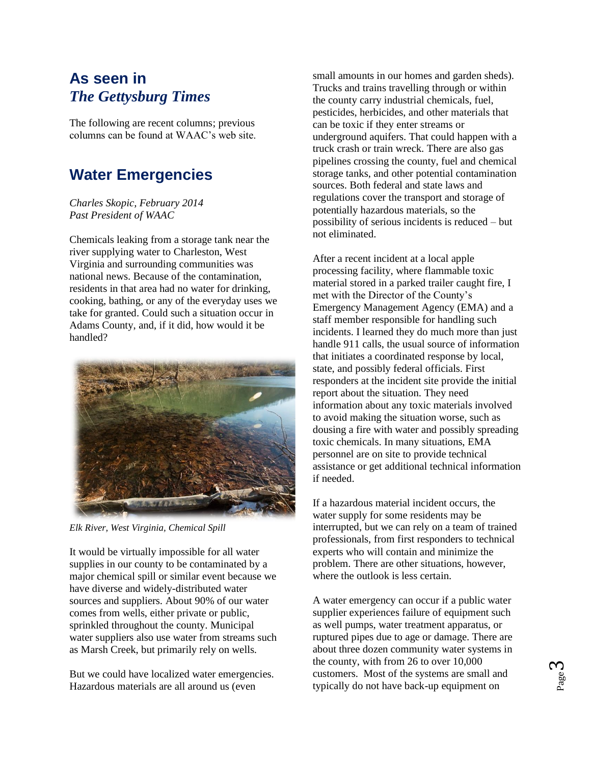## As seen in *The Gettysburg Times*

The following are recent columns; previous columns can be found at WAAC's web site.

## Water Emergencies

*Charles Skopic, February 2014*
*Past President of WAAC*

Chemicals leaking from a storage tank near the river supplying water to Charleston, West Virginia and surrounding communities was national news. Because of the contamination, residents in that area had no water for drinking, cooking, bathing, or any of the everyday uses we take for granted. Could such a situation occur in Adams County, and, if it did, how would it be handled?

*Elk River, West Virginia, Chemical Spill*

It would be virtually impossible for all water supplies in our county to be contaminated by a major chemical spill or similar event because we have diverse and widely-distributed water sources and suppliers. About 90% of our water comes from wells, either private or public, sprinkled throughout the county. Municipal water suppliers also use water from streams such as Marsh Creek, but primarily rely on wells.

But we could have localized water emergencies. Hazardous materials are all around us (even small amounts in our homes and garden sheds). Trucks and trains travelling through or within the county carry industrial chemicals, fuel, pesticides, herbicides, and other materials that can be toxic if they enter streams or underground aquifers. That could happen with a truck crash or train wreck. There are also gas pipelines crossing the county, fuel and chemical storage tanks, and other potential contamination sources. Both federal and state laws and regulations cover the transport and storage of potentially hazardous materials, so the possibility of serious incidents is reduced – but not eliminated.

After a recent incident at a local apple processing facility, where flammable toxic material stored in a parked trailer caught fire, I met with the Director of the County's Emergency Management Agency (EMA) and a staff member responsible for handling such incidents. I learned they do much more than just handle 911 calls, the usual source of information that initiates a coordinated response by local, state, and possibly federal officials. First responders at the incident site provide the initial report about the situation. They need information about any toxic materials involved to avoid making the situation worse, such as dousing a fire with water and possibly spreading toxic chemicals. In many situations, EMA personnel are on site to provide technical assistance or get additional technical information if needed.

If a hazardous material incident occurs, the water supply for some residents may be interrupted, but we can rely on a team of trained professionals, from first responders to technical experts who will contain and minimize the problem. There are other situations, however, where the outlook is less certain.

A water emergency can occur if a public water supplier experiences failure of equipment such as well pumps, water treatment apparatus, or ruptured pipes due to age or damage. There are about three dozen community water systems in the county, with from 26 to over 10,000 customers. Most of the systems are small and typically do not have back-up equipment on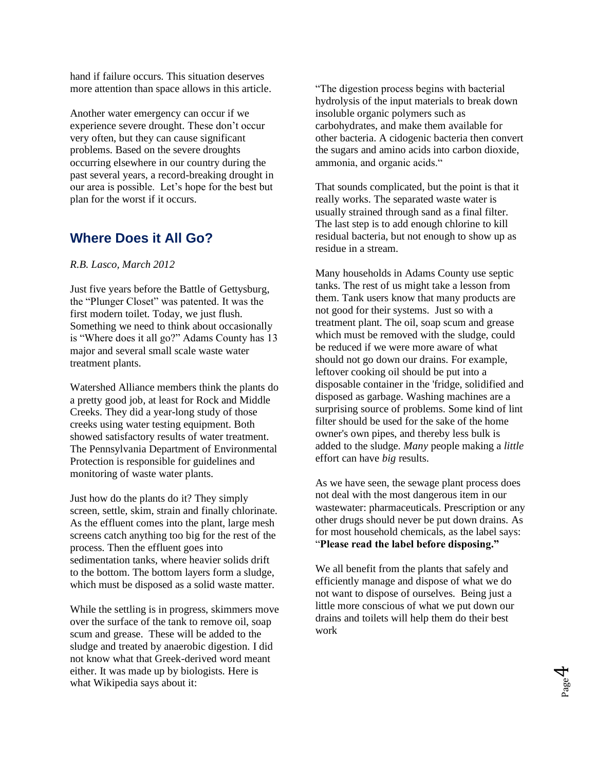hand if failure occurs. This situation deserves more attention than space allows in this article.

Another water emergency can occur if we experience severe drought. These don't occur very often, but they can cause significant problems. Based on the severe droughts occurring elsewhere in our country during the past several years, a record-breaking drought in our area is possible. Let's hope for the best but plan for the worst if it occurs.

## Where Does it All Go?

*R.B. Lasco, March 2012*

Just five years before the Battle of Gettysburg, the "Plunger Closet" was patented. It was the first modern toilet. Today, we just flush. Something we need to think about occasionally is "Where does it all go?" Adams County has 13 major and several small scale waste water treatment plants.

Watershed Alliance members think the plants do a pretty good job, at least for Rock and Middle Creeks. They did a year-long study of those creeks using water testing equipment. Both showed satisfactory results of water treatment. The Pennsylvania Department of Environmental Protection is responsible for guidelines and monitoring of waste water plants.

Just how do the plants do it? They simply screen, settle, skim, strain and finally chlorinate. As the effluent comes into the plant, large mesh screens catch anything too big for the rest of the process. Then the effluent goes into sedimentation tanks, where heavier solids drift to the bottom. The bottom layers form a sludge, which must be disposed as a solid waste matter.

While the settling is in progress, skimmers move over the surface of the tank to remove oil, soap scum and grease. These will be added to the sludge and treated by anaerobic digestion. I did not know what that Greek-derived word meant either. It was made up by biologists. Here is what Wikipedia says about it:

"The digestion process begins with bacterial hydrolysis of the input materials to break down insoluble organic polymers such as carbohydrates, and make them available for other bacteria. A cidogenic bacteria then convert the sugars and amino acids into carbon dioxide, ammonia, and organic acids."

That sounds complicated, but the point is that it really works. The separated waste water is usually strained through sand as a final filter. The last step is to add enough chlorine to kill residual bacteria, but not enough to show up as residue in a stream.

Many households in Adams County use septic tanks. The rest of us might take a lesson from them. Tank users know that many products are not good for their systems. Just so with a treatment plant. The oil, soap scum and grease which must be removed with the sludge, could be reduced if we were more aware of what should not go down our drains. For example, leftover cooking oil should be put into a disposable container in the 'fridge, solidified and disposed as garbage. Washing machines are a surprising source of problems. Some kind of lint filter should be used for the sake of the home owner's own pipes, and thereby less bulk is added to the sludge. *Many* people making a *little* effort can have *big* results.

As we have seen, the sewage plant process does not deal with the most dangerous item in our wastewater: pharmaceuticals. Prescription or any other drugs should never be put down drains. As for most household chemicals, as the label says: "**Please read the label before disposing."**

We all benefit from the plants that safely and efficiently manage and dispose of what we do not want to dispose of ourselves. Being just a little more conscious of what we put down our drains and toilets will help them do their best work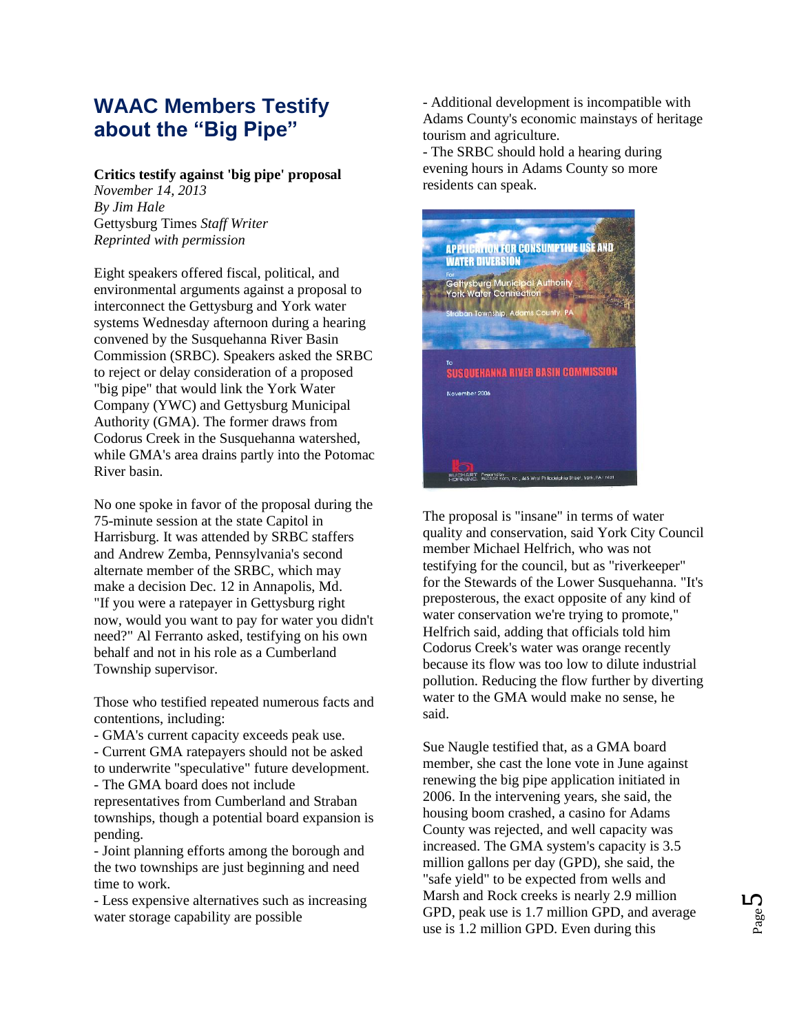## WAAC Members Testify about the "Big Pipe"

**Critics testify against 'big pipe' proposal**
*November 14, 2013*
*By Jim Hale*
Gettysburg Times *Staff Writer*
*Reprinted with permission*

Eight speakers offered fiscal, political, and environmental arguments against a proposal to interconnect the Gettysburg and York water systems Wednesday afternoon during a hearing convened by the Susquehanna River Basin Commission (SRBC). Speakers asked the SRBC to reject or delay consideration of a proposed "big pipe" that would link the York Water Company (YWC) and Gettysburg Municipal Authority (GMA). The former draws from Codorus Creek in the Susquehanna watershed, while GMA's area drains partly into the Potomac River basin.

No one spoke in favor of the proposal during the 75-minute session at the state Capitol in Harrisburg. It was attended by SRBC staffers and Andrew Zemba, Pennsylvania's second alternate member of the SRBC, which may make a decision Dec. 12 in Annapolis, Md. "If you were a ratepayer in Gettysburg right now, would you want to pay for water you didn't need?" Al Ferranto asked, testifying on his own behalf and not in his role as a Cumberland Township supervisor.

Those who testified repeated numerous facts and contentions, including:

- GMA's current capacity exceeds peak use.
- Current GMA ratepayers should not be asked to underwrite "speculative" future development.
- The GMA board does not include representatives from Cumberland and Straban townships, though a potential board expansion is pending.
- Joint planning efforts among the borough and the two townships are just beginning and need time to work.
- Less expensive alternatives such as increasing water storage capability are possible
- Additional development is incompatible with Adams County's economic mainstays of heritage tourism and agriculture.
- The SRBC should hold a hearing during evening hours in Adams County so more residents can speak.

The proposal is "insane" in terms of water quality and conservation, said York City Council member Michael Helfrich, who was not testifying for the council, but as "riverkeeper" for the Stewards of the Lower Susquehanna. "It's preposterous, the exact opposite of any kind of water conservation we're trying to promote," Helfrich said, adding that officials told him Codorus Creek's water was orange recently because its flow was too low to dilute industrial pollution. Reducing the flow further by diverting water to the GMA would make no sense, he said.

Sue Naugle testified that, as a GMA board member, she cast the lone vote in June against renewing the big pipe application initiated in 2006. In the intervening years, she said, the housing boom crashed, a casino for Adams County was rejected, and well capacity was increased. The GMA system's capacity is 3.5 million gallons per day (GPD), she said, the "safe yield" to be expected from wells and Marsh and Rock creeks is nearly 2.9 million GPD, peak use is 1.7 million GPD, and average use is 1.2 million GPD. Even during this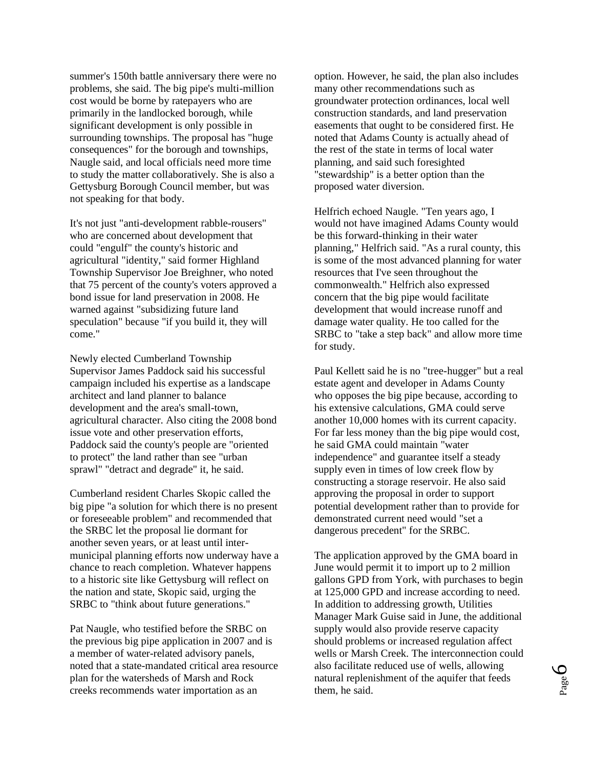summer's 150th battle anniversary there were no problems, she said. The big pipe's multi-million cost would be borne by ratepayers who are primarily in the landlocked borough, while significant development is only possible in surrounding townships. The proposal has "huge consequences" for the borough and townships, Naugle said, and local officials need more time to study the matter collaboratively. She is also a Gettysburg Borough Council member, but was not speaking for that body.

It's not just "anti-development rabble-rousers" who are concerned about development that could "engulf" the county's historic and agricultural "identity," said former Highland Township Supervisor Joe Breighner, who noted that 75 percent of the county's voters approved a bond issue for land preservation in 2008. He warned against "subsidizing future land speculation" because "if you build it, they will come."

Newly elected Cumberland Township Supervisor James Paddock said his successful campaign included his expertise as a landscape architect and land planner to balance development and the area's small-town, agricultural character. Also citing the 2008 bond issue vote and other preservation efforts, Paddock said the county's people are "oriented to protect" the land rather than see "urban sprawl" "detract and degrade" it, he said.

Cumberland resident Charles Skopic called the big pipe "a solution for which there is no present or foreseeable problem" and recommended that the SRBC let the proposal lie dormant for another seven years, or at least until inter-municipal planning efforts now underway have a chance to reach completion. Whatever happens to a historic site like Gettysburg will reflect on the nation and state, Skopic said, urging the SRBC to "think about future generations."

Pat Naugle, who testified before the SRBC on the previous big pipe application in 2007 and is a member of water-related advisory panels, noted that a state-mandated critical area resource plan for the watersheds of Marsh and Rock creeks recommends water importation as an option. However, he said, the plan also includes many other recommendations such as groundwater protection ordinances, local well construction standards, and land preservation easements that ought to be considered first. He noted that Adams County is actually ahead of the rest of the state in terms of local water planning, and said such foresighted "stewardship" is a better option than the proposed water diversion.

Helfrich echoed Naugle. "Ten years ago, I would not have imagined Adams County would be this forward-thinking in their water planning," Helfrich said. "As a rural county, this is some of the most advanced planning for water resources that I've seen throughout the commonwealth." Helfrich also expressed concern that the big pipe would facilitate development that would increase runoff and damage water quality. He too called for the SRBC to "take a step back" and allow more time for study.

Paul Kellett said he is no "tree-hugger" but a real estate agent and developer in Adams County who opposes the big pipe because, according to his extensive calculations, GMA could serve another 10,000 homes with its current capacity. For far less money than the big pipe would cost, he said GMA could maintain "water independence" and guarantee itself a steady supply even in times of low creek flow by constructing a storage reservoir. He also said approving the proposal in order to support potential development rather than to provide for demonstrated current need would "set a dangerous precedent" for the SRBC.

The application approved by the GMA board in June would permit it to import up to 2 million gallons GPD from York, with purchases to begin at 125,000 GPD and increase according to need. In addition to addressing growth, Utilities Manager Mark Guise said in June, the additional supply would also provide reserve capacity should problems or increased regulation affect wells or Marsh Creek. The interconnection could also facilitate reduced use of wells, allowing natural replenishment of the aquifer that feeds them, he said.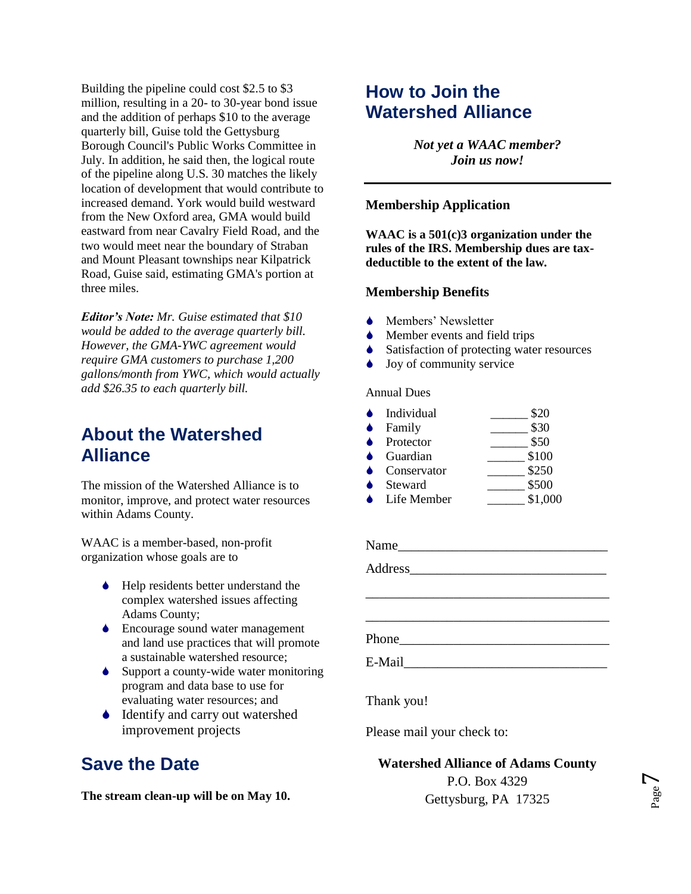Building the pipeline could cost $2.5 to $3 million, resulting in a 20- to 30-year bond issue and the addition of perhaps $10 to the average quarterly bill, Guise told the Gettysburg Borough Council's Public Works Committee in July. In addition, he said then, the logical route of the pipeline along U.S. 30 matches the likely location of development that would contribute to increased demand. York would build westward from the New Oxford area, GMA would build eastward from near Cavalry Field Road, and the two would meet near the boundary of Straban and Mount Pleasant townships near Kilpatrick Road, Guise said, estimating GMA's portion at three miles.

***Editor's Note:*** *Mr. Guise estimated that $10 would be added to the average quarterly bill. However, the GMA-YWC agreement would require GMA customers to purchase 1,200 gallons/month from YWC, which would actually add $26.35 to each quarterly bill.*

## About the Watershed Alliance

The mission of the Watershed Alliance is to monitor, improve, and protect water resources within Adams County.

WAAC is a member-based, non-profit organization whose goals are to

- Help residents better understand the complex watershed issues affecting Adams County;
- Encourage sound water management and land use practices that will promote a sustainable watershed resource;
- Support a county-wide water monitoring program and data base to use for evaluating water resources; and
- Identify and carry out watershed improvement projects

## Save the Date

**The stream clean-up will be on May 10.**

## How to Join the Watershed Alliance

***Not yet a WAAC member?***
***Join us now!***

---

### Membership Application

**WAAC is a 501(c)3 organization under the rules of the IRS. Membership dues are tax-deductible to the extent of the law.**

### Membership Benefits

- Members' Newsletter
- Member events and field trips
- Satisfaction of protecting water resources
- Joy of community service

Annual Dues

- Individual ______ $20
- Family ______ $30
- Protector ______ $50
- Guardian ______ $100
- Conservator ______ $250
- Steward ______ $500
- Life Member ______ $1,000

Name______________________________

Address____________________________

___________________________________

___________________________________

Phone______________________________

E-Mail_____________________________

Thank you!

Please mail your check to:

**Watershed Alliance of Adams County**
P.O. Box 4329
Gettysburg, PA 17325